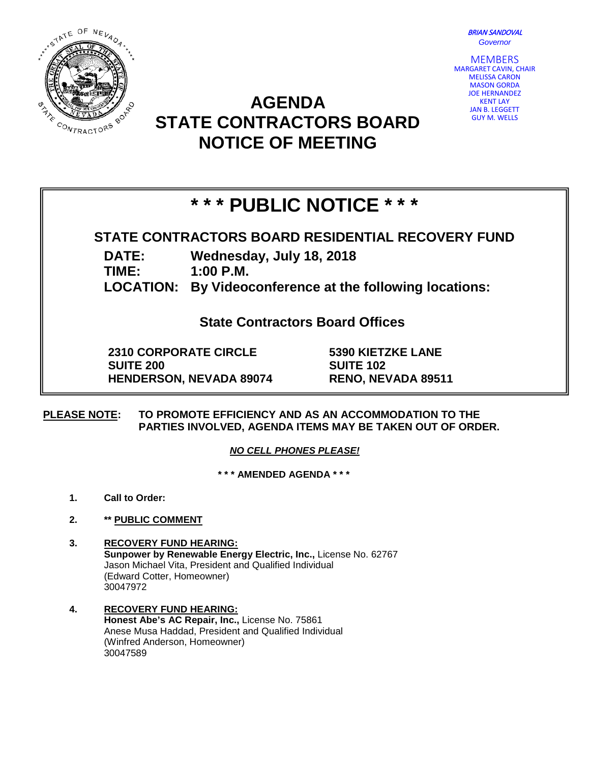*BRIAN SANDOVAL*
*Governor*

MEMBERS
MARGARET CAVIN, CHAIR
MELISSA CARON
MASON GORDA
JOE HERNANDEZ
KENT LAY
JAN B. LEGGETT
GUY M. WELLS

# AGENDA
# STATE CONTRACTORS BOARD
# NOTICE OF MEETING

## * * * PUBLIC NOTICE * * *

**STATE CONTRACTORS BOARD RESIDENTIAL RECOVERY FUND**

**DATE:** Wednesday, July 18, 2018
**TIME:** 1:00 P.M.
**LOCATION:** By Videoconference at the following locations:

**State Contractors Board Offices**

**2310 CORPORATE CIRCLE**
**SUITE 200**
**HENDERSON, NEVADA 89074**

**5390 KIETZKE LANE**
**SUITE 102**
**RENO, NEVADA 89511**

**<u>PLEASE NOTE</u>: TO PROMOTE EFFICIENCY AND AS AN ACCOMMODATION TO THE PARTIES INVOLVED, AGENDA ITEMS MAY BE TAKEN OUT OF ORDER.**

***<u>NO CELL PHONES PLEASE!</u>***

**\* \* \* AMENDED AGENDA \* \* \***

1. **Call to Order:**

2. **\*\* <u>PUBLIC COMMENT</u>**

3. **<u>RECOVERY FUND HEARING:</u>**
   **Sunpower by Renewable Energy Electric, Inc.,** License No. 62767
   Jason Michael Vita, President and Qualified Individual
   (Edward Cotter, Homeowner)
   30047972

4. **<u>RECOVERY FUND HEARING:</u>**
   **Honest Abe's AC Repair, Inc.,** License No. 75861
   Anese Musa Haddad, President and Qualified Individual
   (Winfred Anderson, Homeowner)
   30047589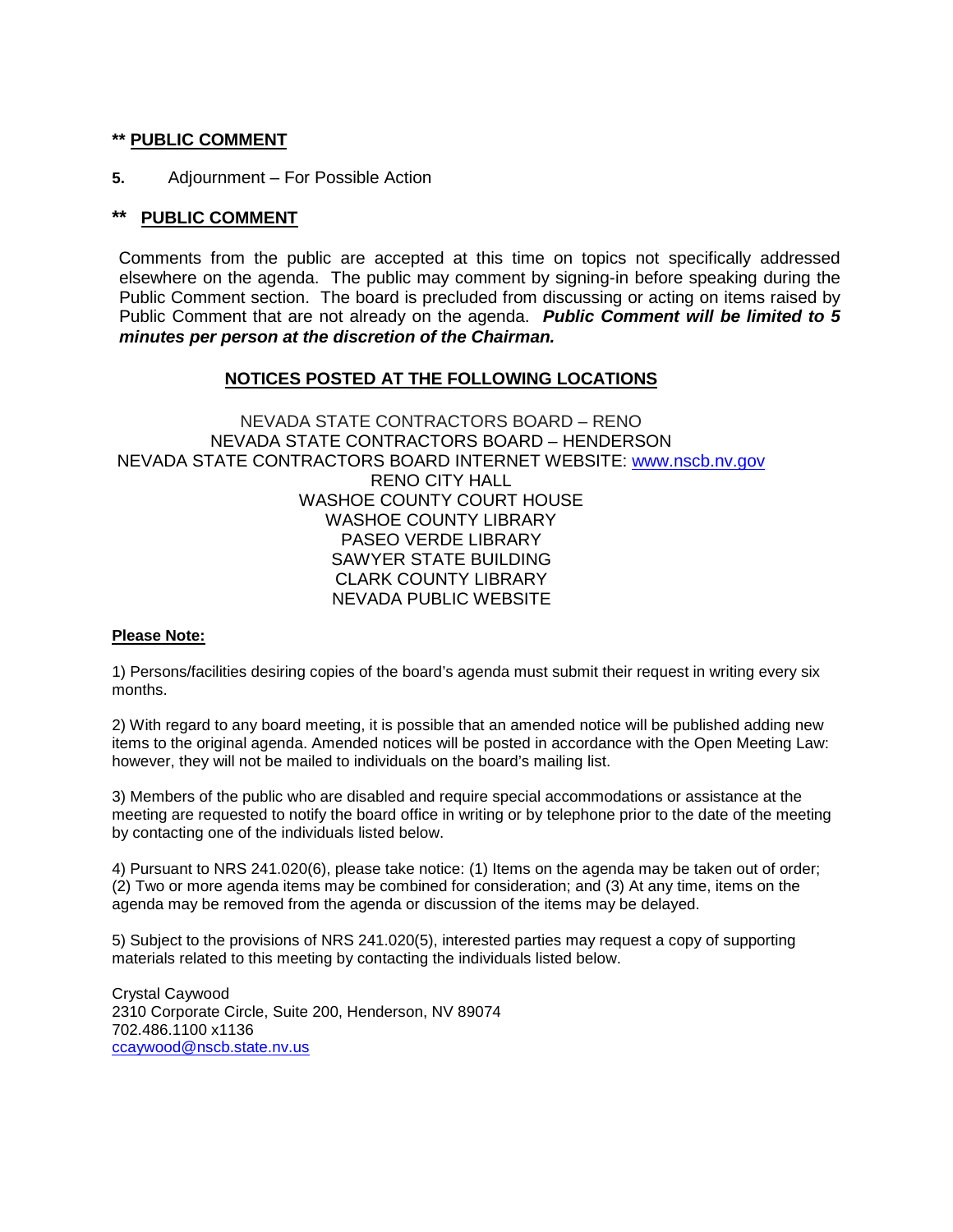**** PUBLIC COMMENT**

**5.** Adjournment – For Possible Action

**** PUBLIC COMMENT**

Comments from the public are accepted at this time on topics not specifically addressed elsewhere on the agenda. The public may comment by signing-in before speaking during the Public Comment section. The board is precluded from discussing or acting on items raised by Public Comment that are not already on the agenda. ***Public Comment will be limited to 5 minutes per person at the discretion of the Chairman.***

**NOTICES POSTED AT THE FOLLOWING LOCATIONS**

NEVADA STATE CONTRACTORS BOARD – RENO
NEVADA STATE CONTRACTORS BOARD – HENDERSON
NEVADA STATE CONTRACTORS BOARD INTERNET WEBSITE: www.nscb.nv.gov
RENO CITY HALL
WASHOE COUNTY COURT HOUSE
WASHOE COUNTY LIBRARY
PASEO VERDE LIBRARY
SAWYER STATE BUILDING
CLARK COUNTY LIBRARY
NEVADA PUBLIC WEBSITE

**Please Note:**

1) Persons/facilities desiring copies of the board's agenda must submit their request in writing every six months.

2) With regard to any board meeting, it is possible that an amended notice will be published adding new items to the original agenda. Amended notices will be posted in accordance with the Open Meeting Law: however, they will not be mailed to individuals on the board's mailing list.

3) Members of the public who are disabled and require special accommodations or assistance at the meeting are requested to notify the board office in writing or by telephone prior to the date of the meeting by contacting one of the individuals listed below.

4) Pursuant to NRS 241.020(6), please take notice: (1) Items on the agenda may be taken out of order; (2) Two or more agenda items may be combined for consideration; and (3) At any time, items on the agenda may be removed from the agenda or discussion of the items may be delayed.

5) Subject to the provisions of NRS 241.020(5), interested parties may request a copy of supporting materials related to this meeting by contacting the individuals listed below.

Crystal Caywood
2310 Corporate Circle, Suite 200, Henderson, NV 89074
702.486.1100 x1136
ccaywood@nscb.state.nv.us